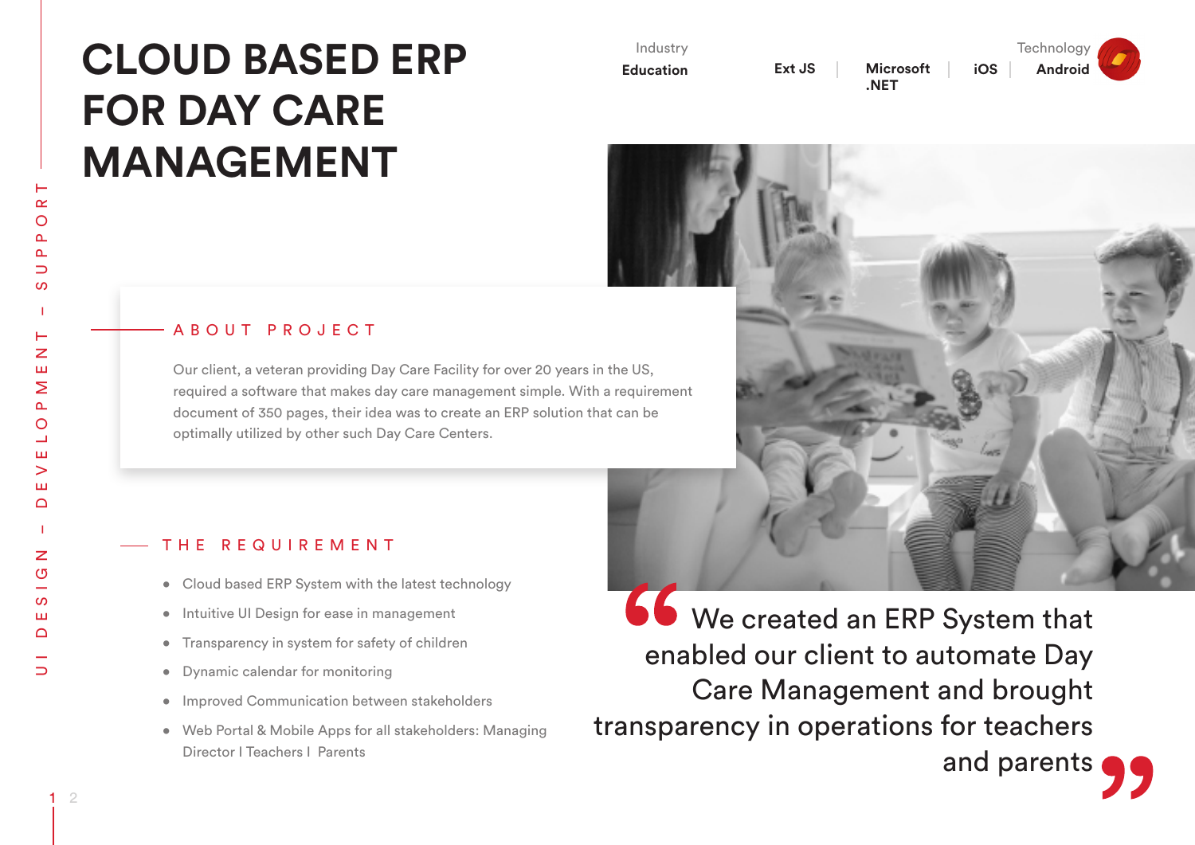# CLOUD BASED ERP FOR DAY CARE MANAGEMENT

Industry
**Education**

Technology
**Ext JS | Microsoft .NET | iOS | Android**

UI DESIGN – DEVELOPMENT – SUPPORT

## ABOUT PROJECT

Our client, a veteran providing Day Care Facility for over 20 years in the US, required a software that makes day care management simple. With a requirement document of 350 pages, their idea was to create an ERP solution that can be optimally utilized by other such Day Care Centers.

## THE REQUIREMENT

- Cloud based ERP System with the latest technology
- Intuitive UI Design for ease in management
- Transparency in system for safety of children
- Dynamic calendar for monitoring
- Improved Communication between stakeholders
- Web Portal & Mobile Apps for all stakeholders: Managing Director I Teachers I Parents

> "We created an ERP System that enabled our client to automate Day Care Management and brought transparency in operations for teachers and parents"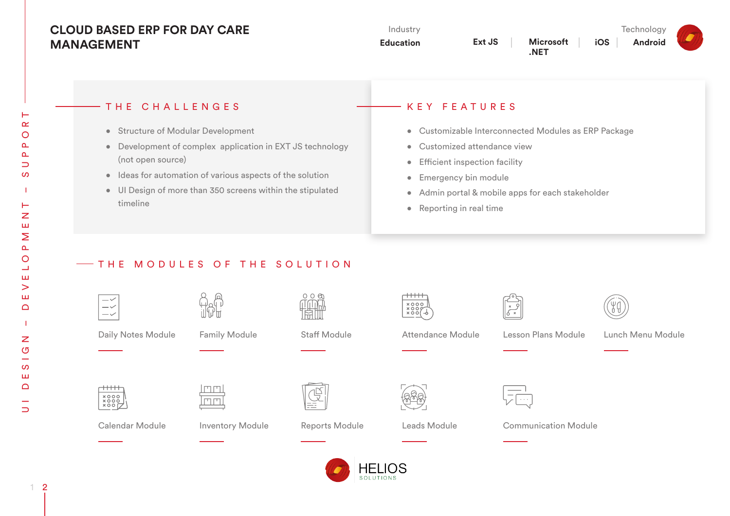# CLOUD BASED ERP FOR DAY CARE MANAGEMENT

Industry
**Education**

Technology
**Ext JS** | **Microsoft .NET** | **iOS** | **Android**

## THE CHALLENGES

- Structure of Modular Development
- Development of complex application in EXT JS technology (not open source)
- Ideas for automation of various aspects of the solution
- UI Design of more than 350 screens within the stipulated timeline

## KEY FEATURES

- Customizable Interconnected Modules as ERP Package
- Customized attendance view
- Efficient inspection facility
- Emergency bin module
- Admin portal & mobile apps for each stakeholder
- Reporting in real time

## THE MODULES OF THE SOLUTION

- Daily Notes Module
- Family Module
- Staff Module
- Attendance Module
- Lesson Plans Module
- Lunch Menu Module
- Calendar Module
- Inventory Module
- Reports Module
- Leads Module
- Communication Module

UI DESIGN – DEVELOPMENT – SUPPORT

HELIOS SOLUTIONS